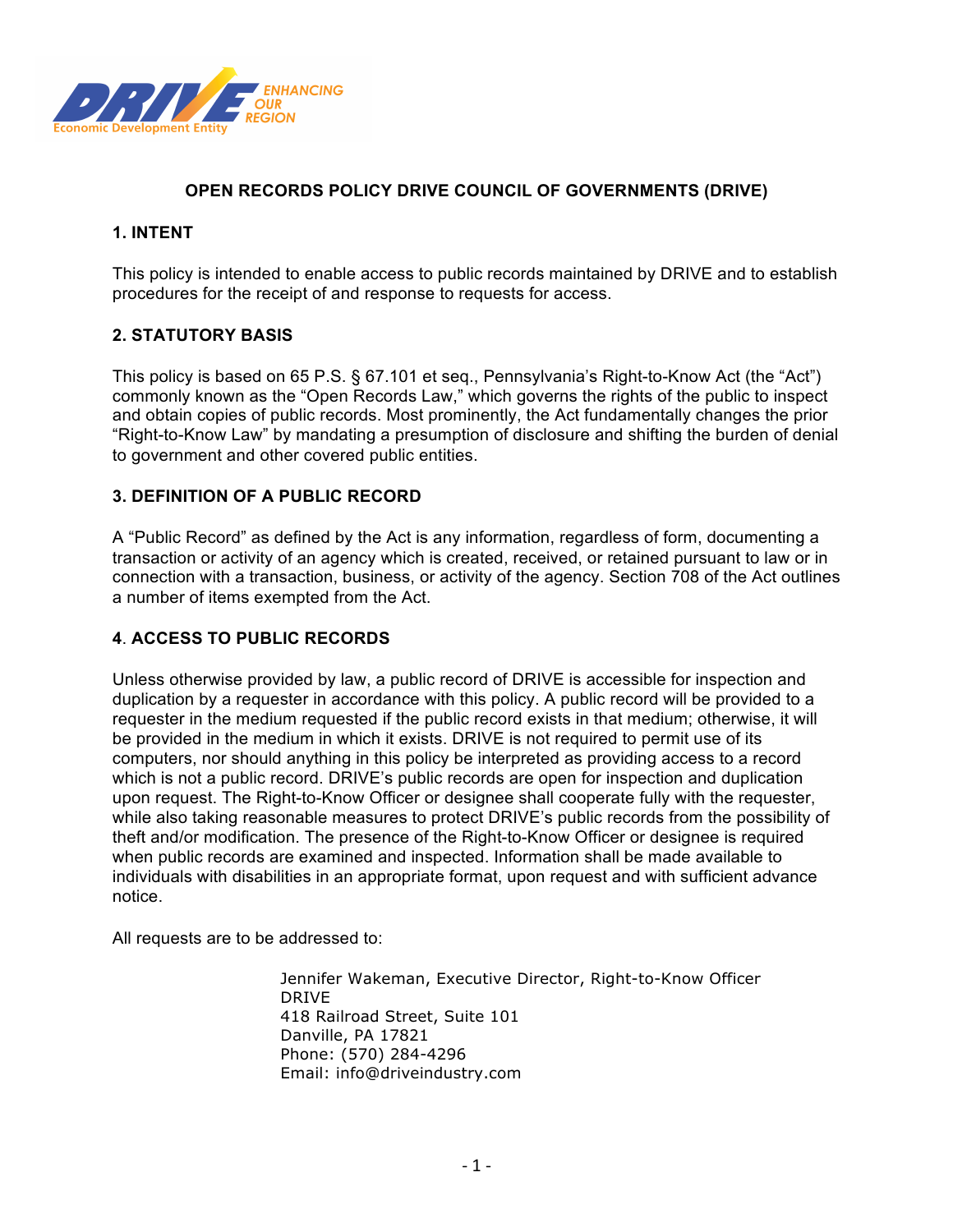# OPEN RECORDS POLICY DRIVE COUNCIL OF GOVERNMENTS (DRIVE)

## 1. INTENT

This policy is intended to enable access to public records maintained by DRIVE and to establish procedures for the receipt of and response to requests for access.

## 2. STATUTORY BASIS

This policy is based on 65 P.S. § 67.101 et seq., Pennsylvania's Right-to-Know Act (the "Act") commonly known as the "Open Records Law," which governs the rights of the public to inspect and obtain copies of public records. Most prominently, the Act fundamentally changes the prior "Right-to-Know Law" by mandating a presumption of disclosure and shifting the burden of denial to government and other covered public entities.

## 3. DEFINITION OF A PUBLIC RECORD

A "Public Record" as defined by the Act is any information, regardless of form, documenting a transaction or activity of an agency which is created, received, or retained pursuant to law or in connection with a transaction, business, or activity of the agency. Section 708 of the Act outlines a number of items exempted from the Act.

## 4. ACCESS TO PUBLIC RECORDS

Unless otherwise provided by law, a public record of DRIVE is accessible for inspection and duplication by a requester in accordance with this policy. A public record will be provided to a requester in the medium requested if the public record exists in that medium; otherwise, it will be provided in the medium in which it exists. DRIVE is not required to permit use of its computers, nor should anything in this policy be interpreted as providing access to a record which is not a public record. DRIVE's public records are open for inspection and duplication upon request. The Right-to-Know Officer or designee shall cooperate fully with the requester, while also taking reasonable measures to protect DRIVE's public records from the possibility of theft and/or modification. The presence of the Right-to-Know Officer or designee is required when public records are examined and inspected. Information shall be made available to individuals with disabilities in an appropriate format, upon request and with sufficient advance notice.

All requests are to be addressed to:

Jennifer Wakeman, Executive Director, Right-to-Know Officer  
DRIVE  
418 Railroad Street, Suite 101  
Danville, PA 17821  
Phone: (570) 284-4296  
Email: info@driveindustry.com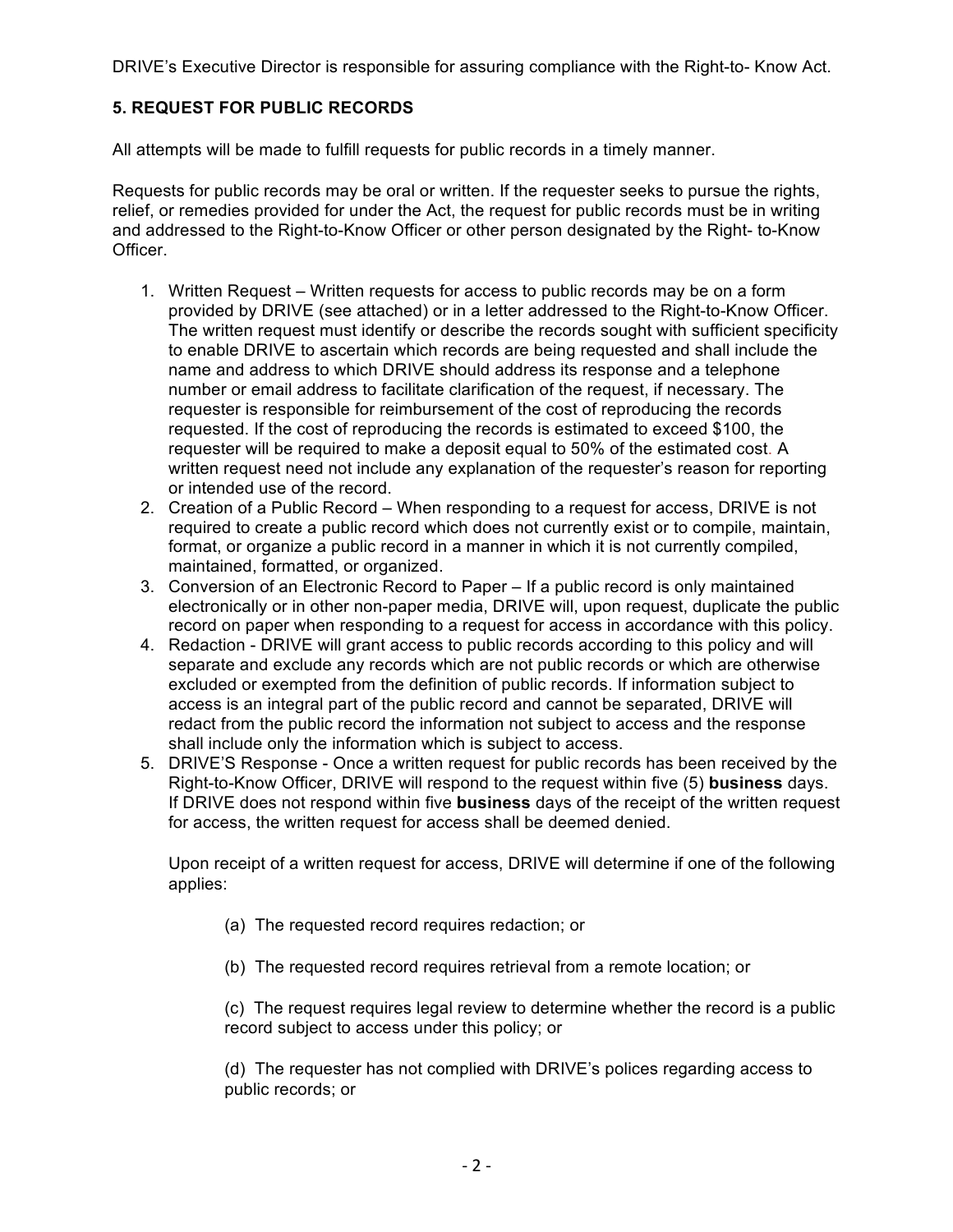DRIVE's Executive Director is responsible for assuring compliance with the Right-to- Know Act.

**5. REQUEST FOR PUBLIC RECORDS**

All attempts will be made to fulfill requests for public records in a timely manner.

Requests for public records may be oral or written. If the requester seeks to pursue the rights, relief, or remedies provided for under the Act, the request for public records must be in writing and addressed to the Right-to-Know Officer or other person designated by the Right- to-Know Officer.

1. Written Request – Written requests for access to public records may be on a form provided by DRIVE (see attached) or in a letter addressed to the Right-to-Know Officer. The written request must identify or describe the records sought with sufficient specificity to enable DRIVE to ascertain which records are being requested and shall include the name and address to which DRIVE should address its response and a telephone number or email address to facilitate clarification of the request, if necessary. The requester is responsible for reimbursement of the cost of reproducing the records requested. If the cost of reproducing the records is estimated to exceed $100, the requester will be required to make a deposit equal to 50% of the estimated cost. A written request need not include any explanation of the requester's reason for reporting or intended use of the record.
2. Creation of a Public Record – When responding to a request for access, DRIVE is not required to create a public record which does not currently exist or to compile, maintain, format, or organize a public record in a manner in which it is not currently compiled, maintained, formatted, or organized.
3. Conversion of an Electronic Record to Paper – If a public record is only maintained electronically or in other non-paper media, DRIVE will, upon request, duplicate the public record on paper when responding to a request for access in accordance with this policy.
4. Redaction - DRIVE will grant access to public records according to this policy and will separate and exclude any records which are not public records or which are otherwise excluded or exempted from the definition of public records. If information subject to access is an integral part of the public record and cannot be separated, DRIVE will redact from the public record the information not subject to access and the response shall include only the information which is subject to access.
5. DRIVE'S Response - Once a written request for public records has been received by the Right-to-Know Officer, DRIVE will respond to the request within five (5) **business** days. If DRIVE does not respond within five **business** days of the receipt of the written request for access, the written request for access shall be deemed denied.

   Upon receipt of a written request for access, DRIVE will determine if one of the following applies:

   (a) The requested record requires redaction; or

   (b) The requested record requires retrieval from a remote location; or

   (c) The request requires legal review to determine whether the record is a public record subject to access under this policy; or

   (d) The requester has not complied with DRIVE's polices regarding access to public records; or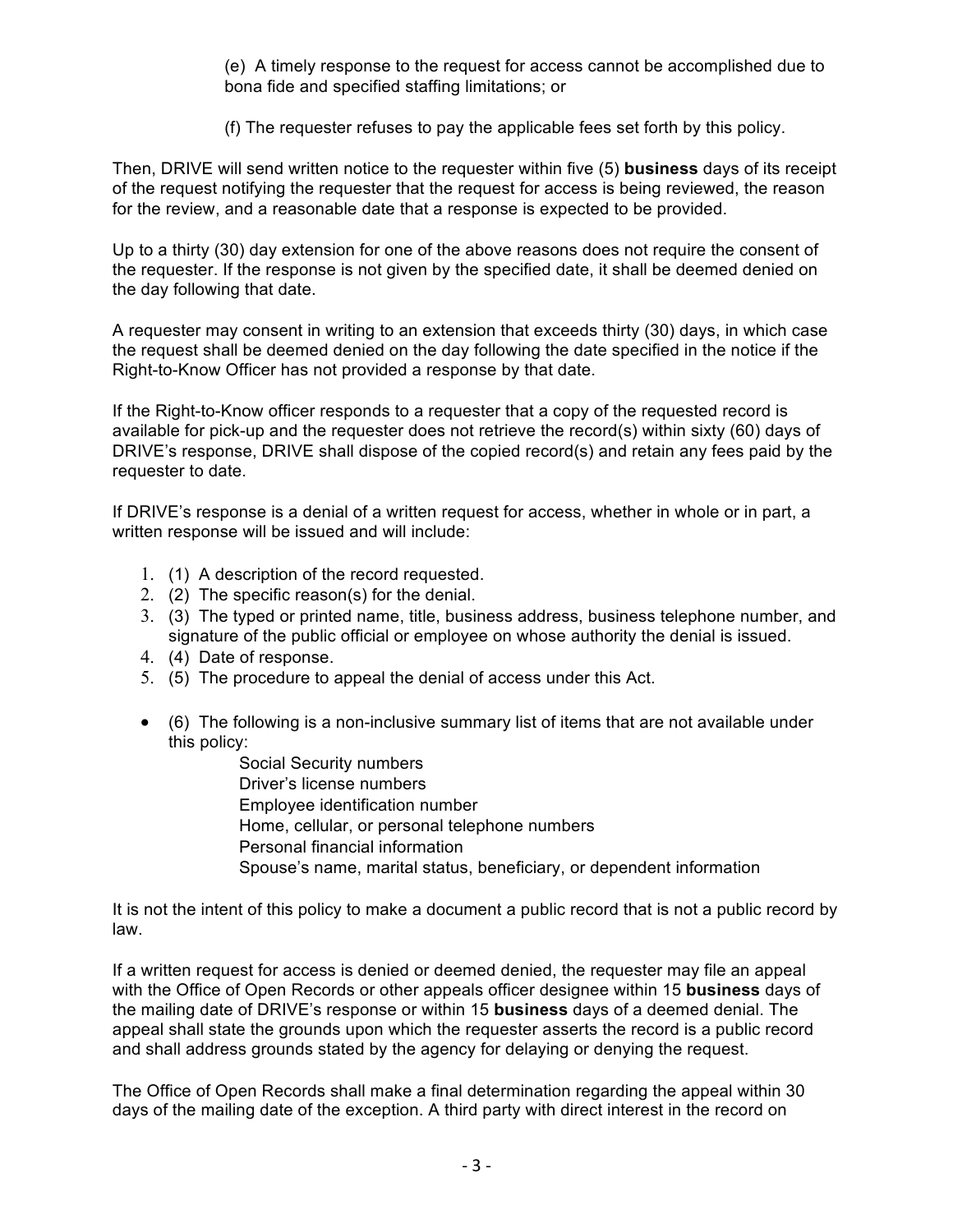(e) A timely response to the request for access cannot be accomplished due to bona fide and specified staffing limitations; or

(f) The requester refuses to pay the applicable fees set forth by this policy.

Then, DRIVE will send written notice to the requester within five (5) **business** days of its receipt of the request notifying the requester that the request for access is being reviewed, the reason for the review, and a reasonable date that a response is expected to be provided.

Up to a thirty (30) day extension for one of the above reasons does not require the consent of the requester. If the response is not given by the specified date, it shall be deemed denied on the day following that date.

A requester may consent in writing to an extension that exceeds thirty (30) days, in which case the request shall be deemed denied on the day following the date specified in the notice if the Right-to-Know Officer has not provided a response by that date.

If the Right-to-Know officer responds to a requester that a copy of the requested record is available for pick-up and the requester does not retrieve the record(s) within sixty (60) days of DRIVE's response, DRIVE shall dispose of the copied record(s) and retain any fees paid by the requester to date.

If DRIVE's response is a denial of a written request for access, whether in whole or in part, a written response will be issued and will include:

1. (1) A description of the record requested.
2. (2) The specific reason(s) for the denial.
3. (3) The typed or printed name, title, business address, business telephone number, and signature of the public official or employee on whose authority the denial is issued.
4. (4) Date of response.
5. (5) The procedure to appeal the denial of access under this Act.

- (6) The following is a non-inclusive summary list of items that are not available under this policy:
  - Social Security numbers
  - Driver's license numbers
  - Employee identification number
  - Home, cellular, or personal telephone numbers
  - Personal financial information
  - Spouse's name, marital status, beneficiary, or dependent information

It is not the intent of this policy to make a document a public record that is not a public record by law.

If a written request for access is denied or deemed denied, the requester may file an appeal with the Office of Open Records or other appeals officer designee within 15 **business** days of the mailing date of DRIVE's response or within 15 **business** days of a deemed denial. The appeal shall state the grounds upon which the requester asserts the record is a public record and shall address grounds stated by the agency for delaying or denying the request.

The Office of Open Records shall make a final determination regarding the appeal within 30 days of the mailing date of the exception. A third party with direct interest in the record on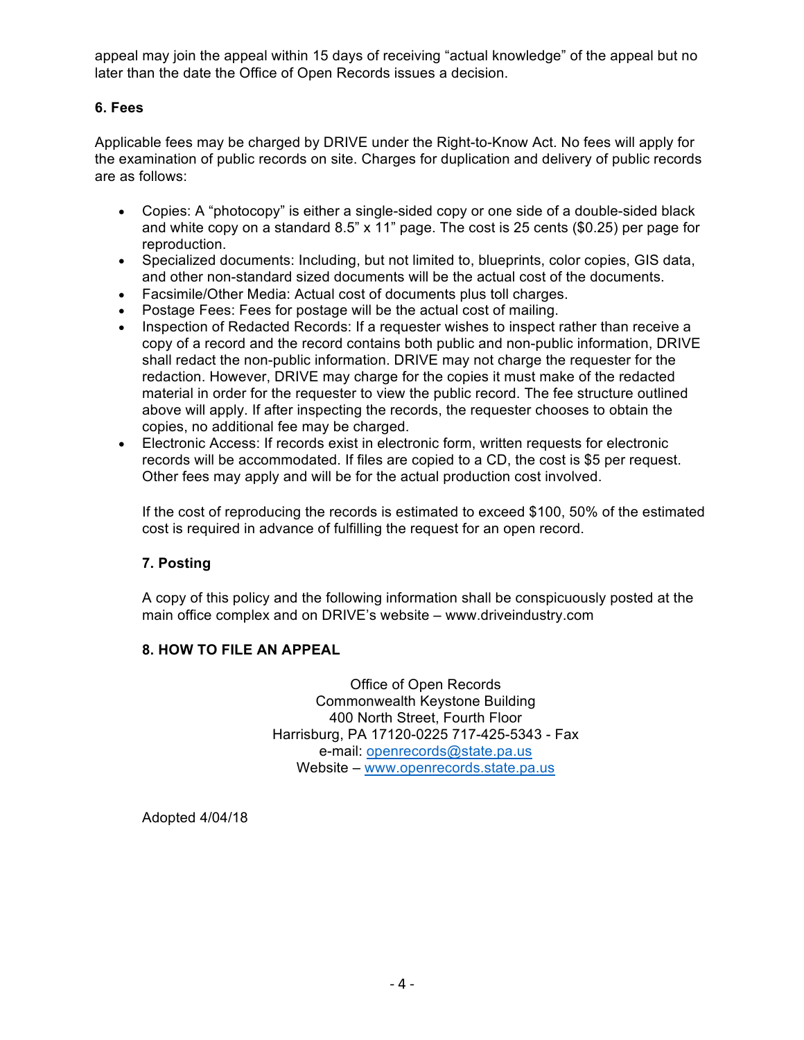appeal may join the appeal within 15 days of receiving "actual knowledge" of the appeal but no later than the date the Office of Open Records issues a decision.

**6. Fees**

Applicable fees may be charged by DRIVE under the Right-to-Know Act. No fees will apply for the examination of public records on site. Charges for duplication and delivery of public records are as follows:

- Copies: A "photocopy" is either a single-sided copy or one side of a double-sided black and white copy on a standard 8.5" x 11" page. The cost is 25 cents ($0.25) per page for reproduction.
- Specialized documents: Including, but not limited to, blueprints, color copies, GIS data, and other non-standard sized documents will be the actual cost of the documents.
- Facsimile/Other Media: Actual cost of documents plus toll charges.
- Postage Fees: Fees for postage will be the actual cost of mailing.
- Inspection of Redacted Records: If a requester wishes to inspect rather than receive a copy of a record and the record contains both public and non-public information, DRIVE shall redact the non-public information. DRIVE may not charge the requester for the redaction. However, DRIVE may charge for the copies it must make of the redacted material in order for the requester to view the public record. The fee structure outlined above will apply. If after inspecting the records, the requester chooses to obtain the copies, no additional fee may be charged.
- Electronic Access: If records exist in electronic form, written requests for electronic records will be accommodated. If files are copied to a CD, the cost is $5 per request. Other fees may apply and will be for the actual production cost involved.

If the cost of reproducing the records is estimated to exceed $100, 50% of the estimated cost is required in advance of fulfilling the request for an open record.

**7. Posting**

A copy of this policy and the following information shall be conspicuously posted at the main office complex and on DRIVE's website – www.driveindustry.com

**8. HOW TO FILE AN APPEAL**

Office of Open Records
Commonwealth Keystone Building
400 North Street, Fourth Floor
Harrisburg, PA 17120-0225 717-425-5343 - Fax
e-mail: openrecords@state.pa.us
Website – www.openrecords.state.pa.us

Adopted 4/04/18